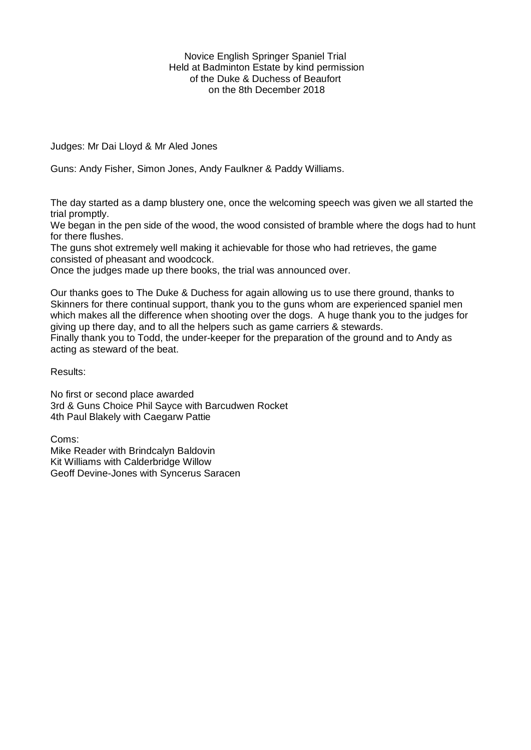Novice English Springer Spaniel Trial
Held at Badminton Estate by kind permission
of the Duke & Duchess of Beaufort
on the 8th December 2018

Judges: Mr Dai Lloyd & Mr Aled Jones

Guns: Andy Fisher, Simon Jones, Andy Faulkner & Paddy Williams.

The day started as a damp blustery one, once the welcoming speech was given we all started the trial promptly.
We began in the pen side of the wood, the wood consisted of bramble where the dogs had to hunt for there flushes.
The guns shot extremely well making it achievable for those who had retrieves, the game consisted of pheasant and woodcock.
Once the judges made up there books, the trial was announced over.

Our thanks goes to The Duke & Duchess for again allowing us to use there ground, thanks to Skinners for there continual support, thank you to the guns whom are experienced spaniel men which makes all the difference when shooting over the dogs. A huge thank you to the judges for giving up there day, and to all the helpers such as game carriers & stewards.
Finally thank you to Todd, the under-keeper for the preparation of the ground and to Andy as acting as steward of the beat.

Results:

No first or second place awarded
3rd & Guns Choice Phil Sayce with Barcudwen Rocket
4th Paul Blakely with Caegarw Pattie

Coms:
Mike Reader with Brindcalyn Baldovin
Kit Williams with Calderbridge Willow
Geoff Devine-Jones with Syncerus Saracen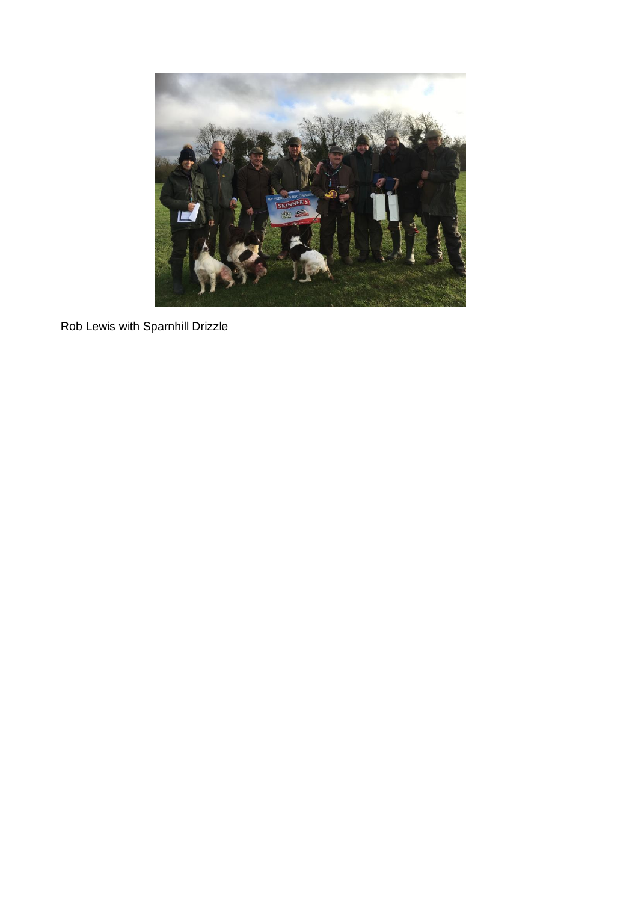Rob Lewis with Sparnhill Drizzle